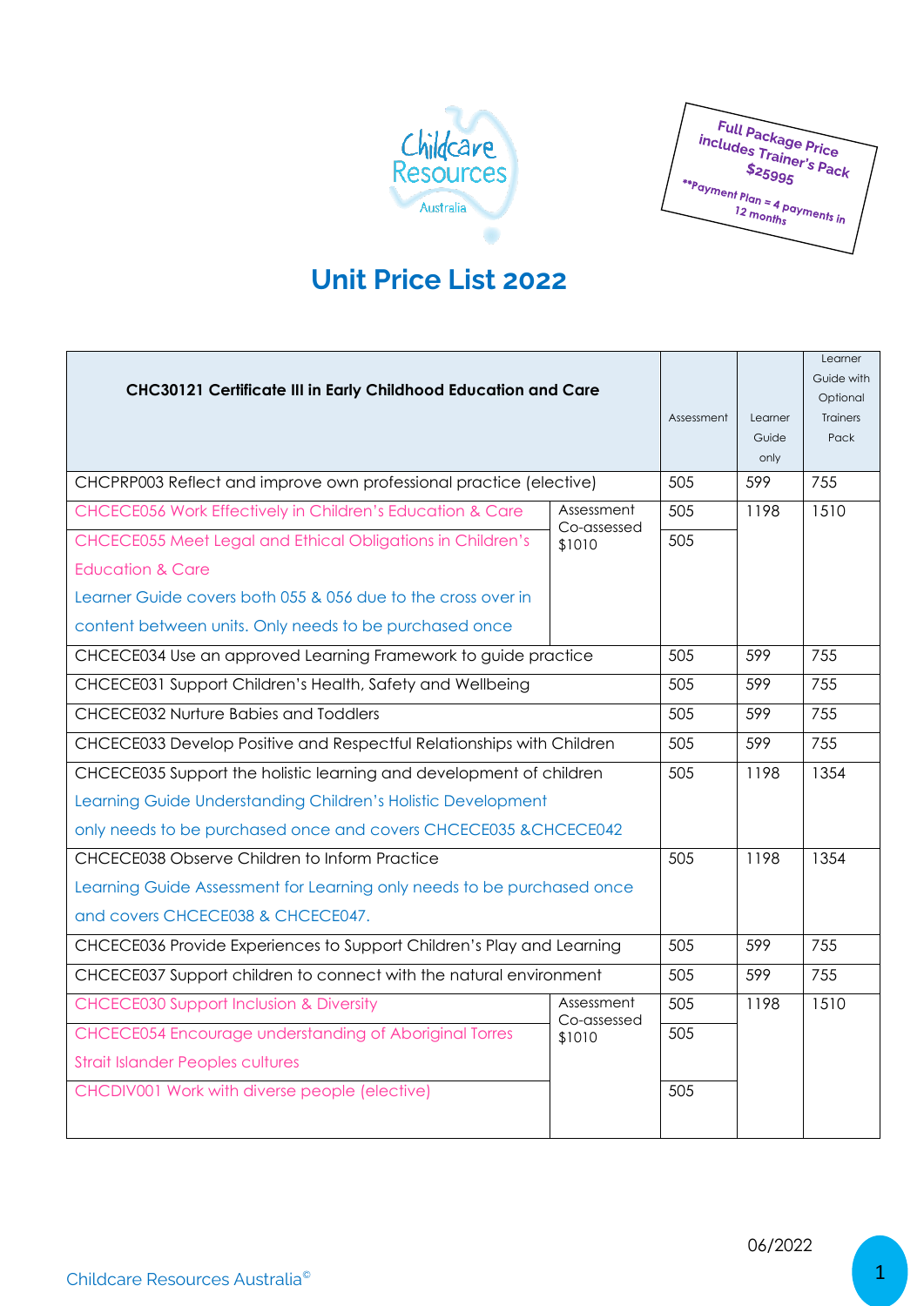Childcare Resources Australia

Full Package Price includes Trainer's Pack $25995

**Payment Plan = 4 payments in 12 months

# Unit Price List 2022

| CHC30121 Certificate III in Early Childhood Education and Care | | Assessment | Learner Guide only | Learner Guide with Optional Trainers Pack |
|---|---|---|---|---|
| CHCPRP003 Reflect and improve own professional practice (elective) | | 505 | 599 | 755 |
| CHCECE056 Work Effectively in Children's Education & Care | Assessment Co-assessed $1010 | 505 | 1198 | 1510 |
| CHCECE055 Meet Legal and Ethical Obligations in Children's Education & Care<br>Learner Guide covers both 055 & 056 due to the cross over in content between units. Only needs to be purchased once | | 505 | | |
| CHCECE034 Use an approved Learning Framework to guide practice | | 505 | 599 | 755 |
| CHCECE031 Support Children's Health, Safety and Wellbeing | | 505 | 599 | 755 |
| CHCECE032 Nurture Babies and Toddlers | | 505 | 599 | 755 |
| CHCECE033 Develop Positive and Respectful Relationships with Children | | 505 | 599 | 755 |
| CHCECE035 Support the holistic learning and development of children<br>Learning Guide Understanding Children's Holistic Development only needs to be purchased once and covers CHCECE035 &CHCECE042 | | 505 | 1198 | 1354 |
| CHCECE038 Observe Children to Inform Practice<br>Learning Guide Assessment for Learning only needs to be purchased once and covers CHCECE038 & CHCECE047. | | 505 | 1198 | 1354 |
| CHCECE036 Provide Experiences to Support Children's Play and Learning | | 505 | 599 | 755 |
| CHCECE037 Support children to connect with the natural environment | | 505 | 599 | 755 |
| CHCECE030 Support Inclusion & Diversity | Assessment Co-assessed $1010 | 505 | 1198 | 1510 |
| CHCECE054 Encourage understanding of Aboriginal Torres Strait Islander Peoples cultures | | 505 | | |
| CHCDIV001 Work with diverse people (elective) | | 505 | | |

06/2022

Childcare Resources Australia©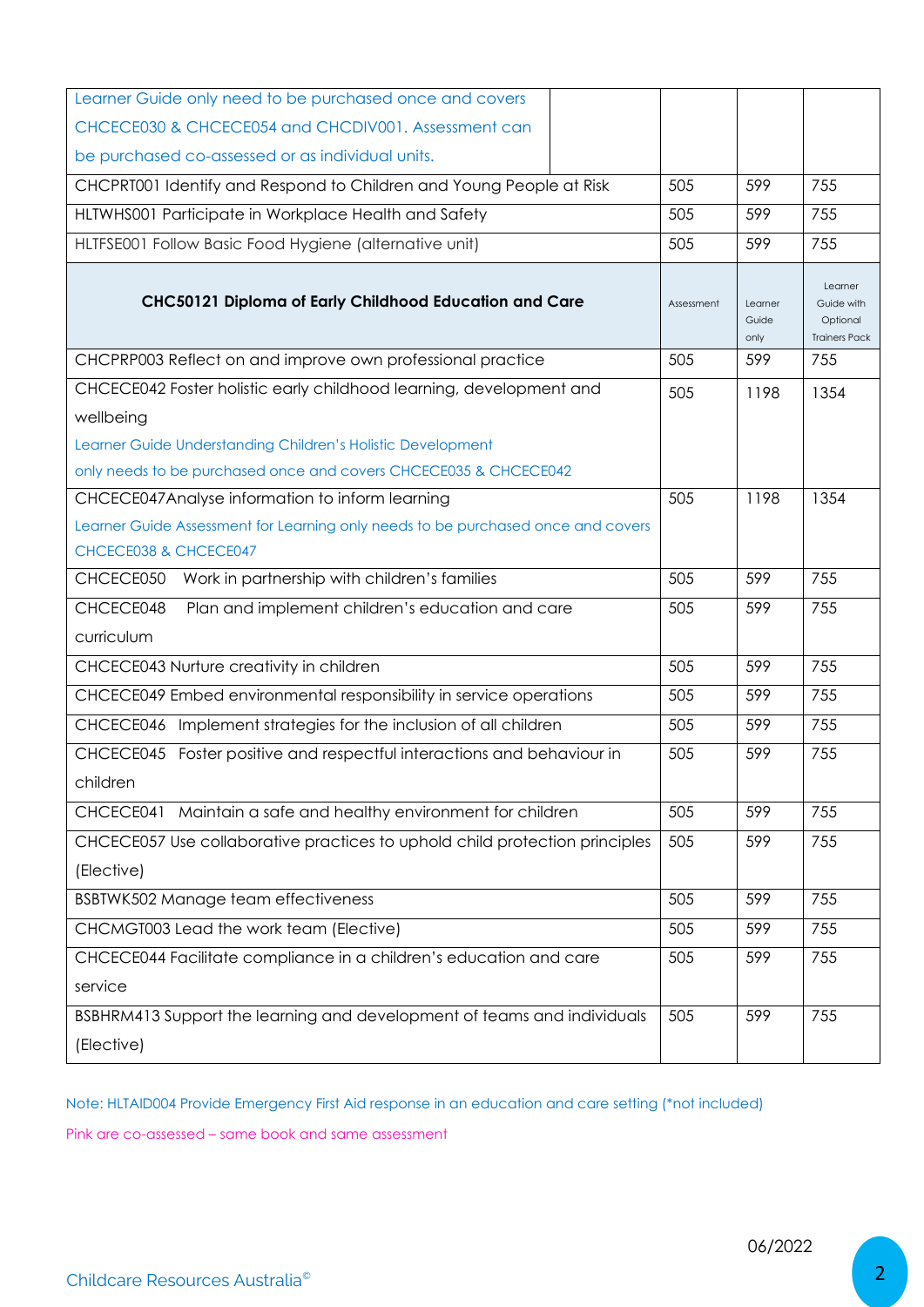| | | | |
|---|---|---|---|
| Learner Guide only need to be purchased once and covers CHCECE030 & CHCECE054 and CHCDIV001. Assessment can be purchased co-assessed or as individual units. | | | |
| CHCPRT001 Identify and Respond to Children and Young People at Risk | 505 | 599 | 755 |
| HLTWHS001 Participate in Workplace Health and Safety | 505 | 599 | 755 |
| HLTFSE001 Follow Basic Food Hygiene (alternative unit) | 505 | 599 | 755 |
| **CHC50121 Diploma of Early Childhood Education and Care** | Assessment | Learner Guide only | Learner Guide with Optional Trainers Pack |
| CHCPRP003 Reflect on and improve own professional practice | 505 | 599 | 755 |
| CHCECE042 Foster holistic early childhood learning, development and wellbeing<br>Learner Guide Understanding Children's Holistic Development only needs to be purchased once and covers CHCECE035 & CHCECE042 | 505 | 1198 | 1354 |
| CHCECE047Analyse information to inform learning<br>Learner Guide Assessment for Learning only needs to be purchased once and covers CHCECE038 & CHCECE047 | 505 | 1198 | 1354 |
| CHCECE050 Work in partnership with children's families | 505 | 599 | 755 |
| CHCECE048 Plan and implement children's education and care curriculum | 505 | 599 | 755 |
| CHCECE043 Nurture creativity in children | 505 | 599 | 755 |
| CHCECE049 Embed environmental responsibility in service operations | 505 | 599 | 755 |
| CHCECE046 Implement strategies for the inclusion of all children | 505 | 599 | 755 |
| CHCECE045 Foster positive and respectful interactions and behaviour in children | 505 | 599 | 755 |
| CHCECE041 Maintain a safe and healthy environment for children | 505 | 599 | 755 |
| CHCECE057 Use collaborative practices to uphold child protection principles (Elective) | 505 | 599 | 755 |
| BSBTWK502 Manage team effectiveness | 505 | 599 | 755 |
| CHCMGT003 Lead the work team (Elective) | 505 | 599 | 755 |
| CHCECE044 Facilitate compliance in a children's education and care service | 505 | 599 | 755 |
| BSBHRM413 Support the learning and development of teams and individuals (Elective) | 505 | 599 | 755 |

Note: HLTAID004 Provide Emergency First Aid response in an education and care setting (*not included)

Pink are co-assessed – same book and same assessment

06/2022

Childcare Resources Australia©